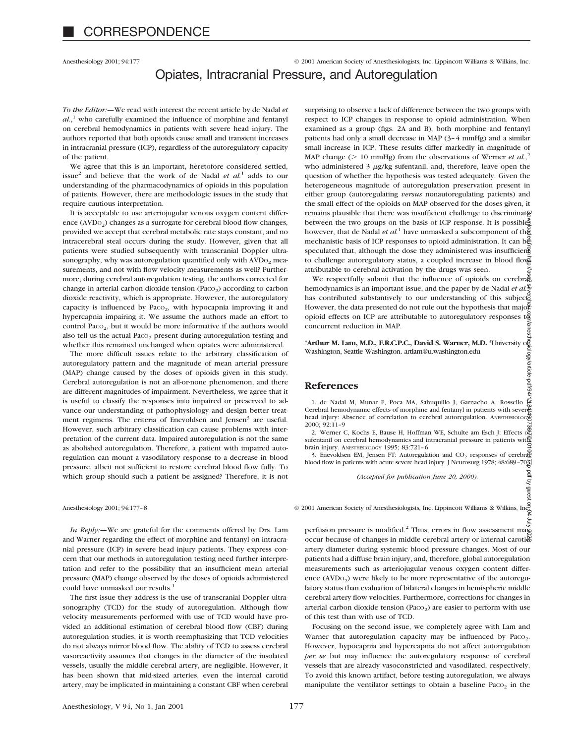# CORRESPONDENCE

Anesthesiology 2001; 94:177 © 2001 American Society of Anesthesiologists, Inc. Lippincott Williams & Wilkins, Inc.

## Opiates, Intracranial Pressure, and Autoregulation

*To the Editor:*—We read with interest the recent article by de Nadal *et al.*,[1] who carefully examined the influence of morphine and fentanyl on cerebral hemodynamics in patients with severe head injury. The authors reported that both opioids cause small and transient increases in intracranial pressure (ICP), regardless of the autoregulatory capacity of the patient.

We agree that this is an important, heretofore considered settled, issue[2] and believe that the work of de Nadal *et al.*[1] adds to our understanding of the pharmacodynamics of opioids in this population of patients. However, there are methodologic issues in the study that require cautious interpretation.

It is acceptable to use arteriojugular venous oxygen content difference ($AVDO_2$) changes as a surrogate for cerebral blood flow changes, provided we accept that cerebral metabolic rate stays constant, and no intracerebral steal occurs during the study. However, given that all patients were studied subsequently with transcranial Doppler ultrasonography, why was autoregulation quantified only with $AVDO_2$ measurements, and not with flow velocity measurements as well? Furthermore, during cerebral autoregulation testing, the authors corrected for change in arterial carbon dioxide tension ($Pa_{CO_2}$) according to carbon dioxide reactivity, which is appropriate. However, the autoregulatory capacity is influenced by $Pa_{CO_2}$, with hypocapnia improving it and hypercapnia impairing it. We assume the authors made an effort to control $Pa_{CO_2}$, but it would be more informative if the authors would also tell us the actual $Pa_{CO_2}$ present during autoregulation testing and whether this remained unchanged when opiates were administered.

The more difficult issues relate to the arbitrary classification of autoregulatory pattern and the magnitude of mean arterial pressure (MAP) change caused by the doses of opioids given in this study. Cerebral autoregulation is not an all-or-none phenomenon, and there are different magnitudes of impairment. Nevertheless, we agree that it is useful to classify the responses into impaired or preserved to advance our understanding of pathophysiology and design better treatment regimens. The criteria of Enevoldsen and Jensen[3] are useful. However, such arbitrary classification can cause problems with interpretation of the current data. Impaired autoregulation is not the same as abolished autoregulation. Therefore, a patient with impaired autoregulation can mount a vasodilatory response to a decrease in blood pressure, albeit not sufficient to restore cerebral blood flow fully. To which group should such a patient be assigned? Therefore, it is not surprising to observe a lack of difference between the two groups with respect to ICP changes in response to opioid administration. When examined as a group (figs. 2A and B), both morphine and fentanyl patients had only a small decrease in MAP (3–4 mmHg) and a similar small increase in ICP. These results differ markedly in magnitude of MAP change (> 10 mmHg) from the observations of Werner *et al.*,[2] who administered 3 μg/kg sufentanil, and, therefore, leave open the question of whether the hypothesis was tested adequately. Given the heterogeneous magnitude of autoregulation preservation present in either group (autoregulating *versus* nonautoregulating patients) and the small effect of the opioids on MAP observed for the doses given, it remains plausible that there was insufficient challenge to discriminate between the two groups on the basis of ICP response. It is possible, however, that de Nadal *et al.*[1] have unmasked a subcomponent of the mechanistic basis of ICP responses to opioid administration. It can be speculated that, although the dose they administered was insufficient to challenge autoregulatory status, a coupled increase in blood flow attributable to cerebral activation by the drugs was seen.

We respectfully submit that the influence of opioids on cerebral hemodynamics is an important issue, and the paper by de Nadal *et al.*[1] has contributed substantively to our understanding of this subject. However, the data presented do not rule out the hypothesis that major opioid effects on ICP are attributable to autoregulatory responses to concurrent reduction in MAP.

**\*Arthur M. Lam, M.D., F.R.C.P.C., David S. Warner, M.D.** \*University of Washington, Seattle Washington. artlam@u.washington.edu

### References

1. de Nadal M, Munar F, Poca MA, Sahuquillo J, Garnacho A, Rossello J: Cerebral hemodynamic effects of morphine and fentanyl in patients with severe head injury: Absence of correlation to cerebral autoregulation. Anesthesiology 2000; 92:11–9
2. Werner C, Kochs E, Bause H, Hoffman WE, Schulte am Esch J: Effects of sufentanil on cerebral hemodynamics and intracranial pressure in patients with brain injury. Anesthesiology 1995; 83:721–6
3. Enevoldsen EM, Jensen FT: Autoregulation and $CO_2$ responses of cerebral blood flow in patients with acute severe head injury. J Neurosurg 1978; 48:689–703

*(Accepted for publication June 20, 2000).*

Anesthesiology 2001; 94:177–8 © 2001 American Society of Anesthesiologists, Inc. Lippincott Williams & Wilkins, Inc.

*In Reply:*—We are grateful for the comments offered by Drs. Lam and Warner regarding the effect of morphine and fentanyl on intracranial pressure (ICP) in severe head injury patients. They express concern that our methods in autoregulation testing need further interpretation and refer to the possibility that an insufficient mean arterial pressure (MAP) change observed by the doses of opioids administered could have unmasked our results.[1]

The first issue they address is the use of transcranial Doppler ultrasonography (TCD) for the study of autoregulation. Although flow velocity measurements performed with use of TCD would have provided an additional estimation of cerebral blood flow (CBF) during autoregulation studies, it is worth reemphasizing that TCD velocities do not always mirror blood flow. The ability of TCD to assess cerebral vasoreactivity assumes that changes in the diameter of the insolated vessels, usually the middle cerebral artery, are negligible. However, it has been shown that mid-sized arteries, even the internal carotid artery, may be implicated in maintaining a constant CBF when cerebral perfusion pressure is modified.[2] Thus, errors in flow assessment may occur because of changes in middle cerebral artery or internal carotid artery diameter during systemic blood pressure changes. Most of our patients had a diffuse brain injury, and, therefore, global autoregulation measurements such as arteriojugular venous oxygen content difference ($AVDO_2$) were likely to be more representative of the autoregulatory status than evaluation of bilateral changes in hemispheric middle cerebral artery flow velocities. Furthermore, corrections for changes in arterial carbon dioxide tension ($Pa_{CO_2}$) are easier to perform with use of this test than with use of TCD.

Focusing on the second issue, we completely agree with Lam and Warner that autoregulation capacity may be influenced by $Pa_{CO_2}$. However, hypocapnia and hypercapnia do not affect autoregulation *per se* but may influence the autoregulatory response of cerebral vessels that are already vasoconstricted and vasodilated, respectively. To avoid this known artifact, before testing autoregulation, we always manipulate the ventilator settings to obtain a baseline $Pa_{CO_2}$ in the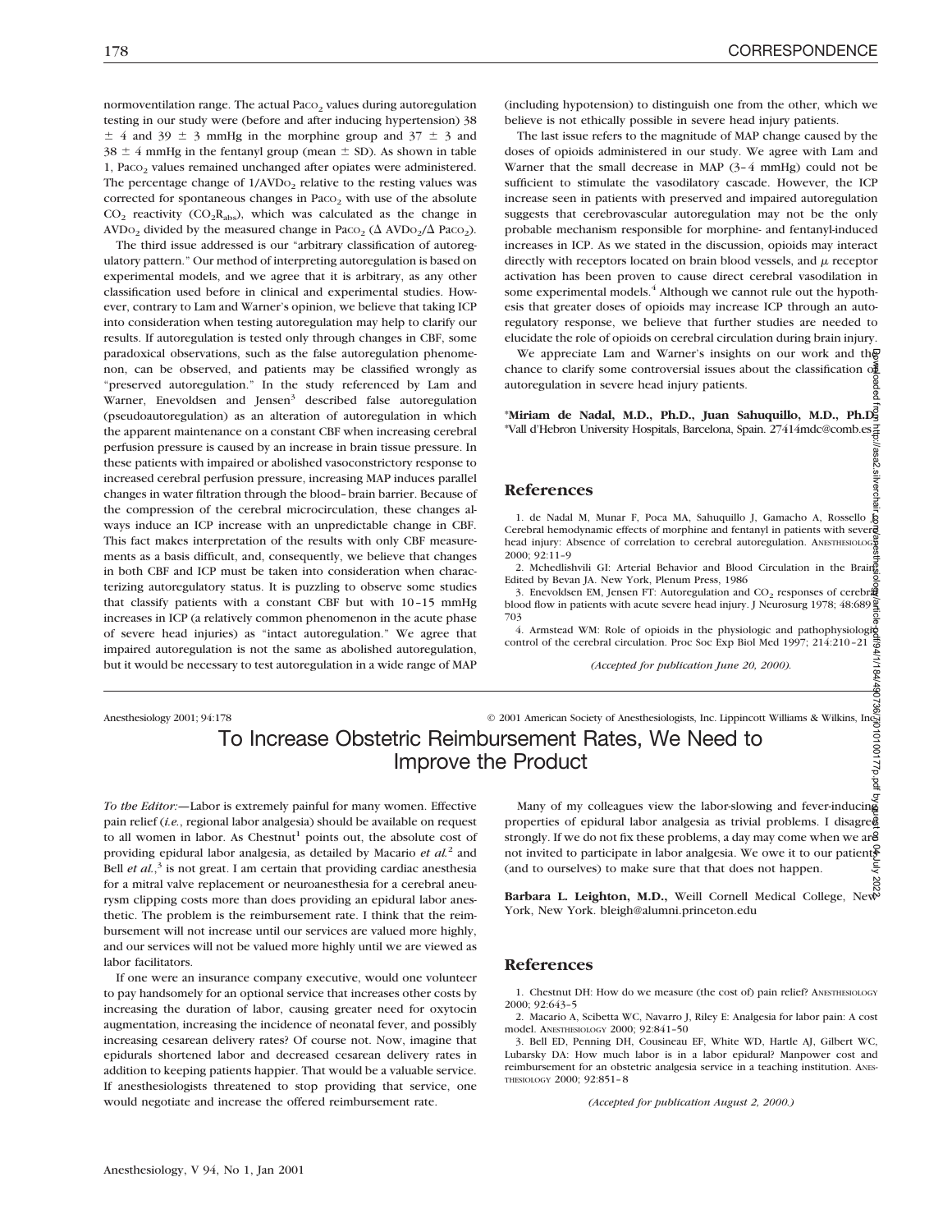normoventilation range. The actual $Pa_{CO_2}$ values during autoregulation testing in our study were (before and after inducing hypertension) 38 ± 4 and 39 ± 3 mmHg in the morphine group and 37 ± 3 and 38 ± 4 mmHg in the fentanyl group (mean ± SD). As shown in table 1, $Pa_{CO_2}$ values remained unchanged after opiates were administered. The percentage change of $1/AVD_{O_2}$ relative to the resting values was corrected for spontaneous changes in $Pa_{CO_2}$ with use of the absolute $CO_2$ reactivity ($CO_2R_{abs}$), which was calculated as the change in $AVD_{O_2}$ divided by the measured change in $Pa_{CO_2}$ ($\Delta\ AVD_{O_2}/\Delta\ Pa_{CO_2}$).

The third issue addressed is our "arbitrary classification of autoregulatory pattern." Our method of interpreting autoregulation is based on experimental models, and we agree that it is arbitrary, as any other classification used before in clinical and experimental studies. However, contrary to Lam and Warner's opinion, we believe that taking ICP into consideration when testing autoregulation may help to clarify our results. If autoregulation is tested only through changes in CBF, some paradoxical observations, such as the false autoregulation phenomenon, can be observed, and patients may be classified wrongly as "preserved autoregulation." In the study referenced by Lam and Warner, Enevoldsen and Jensen[3] described false autoregulation (pseudoautoregulation) as an alteration of autoregulation in which the apparent maintenance on a constant CBF when increasing cerebral perfusion pressure is caused by an increase in brain tissue pressure. In these patients with impaired or abolished vasoconstrictory response to increased cerebral perfusion pressure, increasing MAP induces parallel changes in water filtration through the blood–brain barrier. Because of the compression of the cerebral microcirculation, these changes always induce an ICP increase with an unpredictable change in CBF. This fact makes interpretation of the results with only CBF measurements as a basis difficult, and, consequently, we believe that changes in both CBF and ICP must be taken into consideration when characterizing autoregulatory status. It is puzzling to observe some studies that classify patients with a constant CBF but with 10–15 mmHg increases in ICP (a relatively common phenomenon in the acute phase of severe head injuries) as "intact autoregulation." We agree that impaired autoregulation is not the same as abolished autoregulation, but it would be necessary to test autoregulation in a wide range of MAP (including hypotension) to distinguish one from the other, which we believe is not ethically possible in severe head injury patients.

The last issue refers to the magnitude of MAP change caused by the doses of opioids administered in our study. We agree with Lam and Warner that the small decrease in MAP (3–4 mmHg) could not be sufficient to stimulate the vasodilatory cascade. However, the ICP increase seen in patients with preserved and impaired autoregulation suggests that cerebrovascular autoregulation may not be the only probable mechanism responsible for morphine- and fentanyl-induced increases in ICP. As we stated in the discussion, opioids may interact directly with receptors located on brain blood vessels, and $\mu$ receptor activation has been proven to cause direct cerebral vasodilation in some experimental models.[4] Although we cannot rule out the hypothesis that greater doses of opioids may increase ICP through an autoregulatory response, we believe that further studies are needed to elucidate the role of opioids on cerebral circulation during brain injury.

We appreciate Lam and Warner's insights on our work and the chance to clarify some controversial issues about the classification of autoregulation in severe head injury patients.

**\*Miriam de Nadal, M.D., Ph.D., Juan Sahuquillo, M.D., Ph.D.** \*Vall d'Hebron University Hospitals, Barcelona, Spain. 27414mdc@comb.es

## References

1. de Nadal M, Munar F, Poca MA, Sahuquillo J, Gamacho A, Rossello J: Cerebral hemodynamic effects of morphine and fentanyl in patients with severe head injury: Absence of correlation to cerebral autoregulation. ANESTHESIOLOGY 2000; 92:11–9
2. Mchedlishvili GI: Arterial Behavior and Blood Circulation in the Brain. Edited by Bevan JA. New York, Plenum Press, 1986
3. Enevoldsen EM, Jensen FT: Autoregulation and $CO_2$ responses of cerebral blood flow in patients with acute severe head injury. J Neurosurg 1978; 48:689–703
4. Armstead WM: Role of opioids in the physiologic and pathophysiologic control of the cerebral circulation. Proc Soc Exp Biol Med 1997; 214:210–21

*(Accepted for publication June 20, 2000).*

# To Increase Obstetric Reimbursement Rates, We Need to Improve the Product

*To the Editor:*—Labor is extremely painful for many women. Effective pain relief (*i.e.*, regional labor analgesia) should be available on request to all women in labor. As Chestnut[1] points out, the absolute cost of providing epidural labor analgesia, as detailed by Macario *et al.*[2] and Bell *et al.*,[3] is not great. I am certain that providing cardiac anesthesia for a mitral valve replacement or neuroanesthesia for a cerebral aneurysm clipping costs more than does providing an epidural labor anesthetic. The problem is the reimbursement rate. I think that the reimbursement will not increase until our services are valued more highly, and our services will not be valued more highly until we are viewed as labor facilitators.

If one were an insurance company executive, would one volunteer to pay handsomely for an optional service that increases other costs by increasing the duration of labor, causing greater need for oxytocin augmentation, increasing the incidence of neonatal fever, and possibly increasing cesarean delivery rates? Of course not. Now, imagine that epidurals shortened labor and decreased cesarean delivery rates in addition to keeping patients happier. That would be a valuable service. If anesthesiologists threatened to stop providing that service, one would negotiate and increase the offered reimbursement rate.

Many of my colleagues view the labor-slowing and fever-inducing properties of epidural labor analgesia as trivial problems. I disagree strongly. If we do not fix these problems, a day may come when we are not invited to participate in labor analgesia. We owe it to our patients (and to ourselves) to make sure that that does not happen.

**Barbara L. Leighton, M.D.,** Weill Cornell Medical College, New York, New York. bleigh@alumni.princeton.edu

## References

1. Chestnut DH: How do we measure (the cost of) pain relief? ANESTHESIOLOGY 2000; 92:643–5
2. Macario A, Scibetta WC, Navarro J, Riley E: Analgesia for labor pain: A cost model. ANESTHESIOLOGY 2000; 92:841–50
3. Bell ED, Penning DH, Cousineau EF, White WD, Hartle AJ, Gilbert WC, Lubarsky DA: How much labor is in a labor epidural? Manpower cost and reimbursement for an obstetric analgesia service in a teaching institution. ANESTHESIOLOGY 2000; 92:851–8

*(Accepted for publication August 2, 2000.)*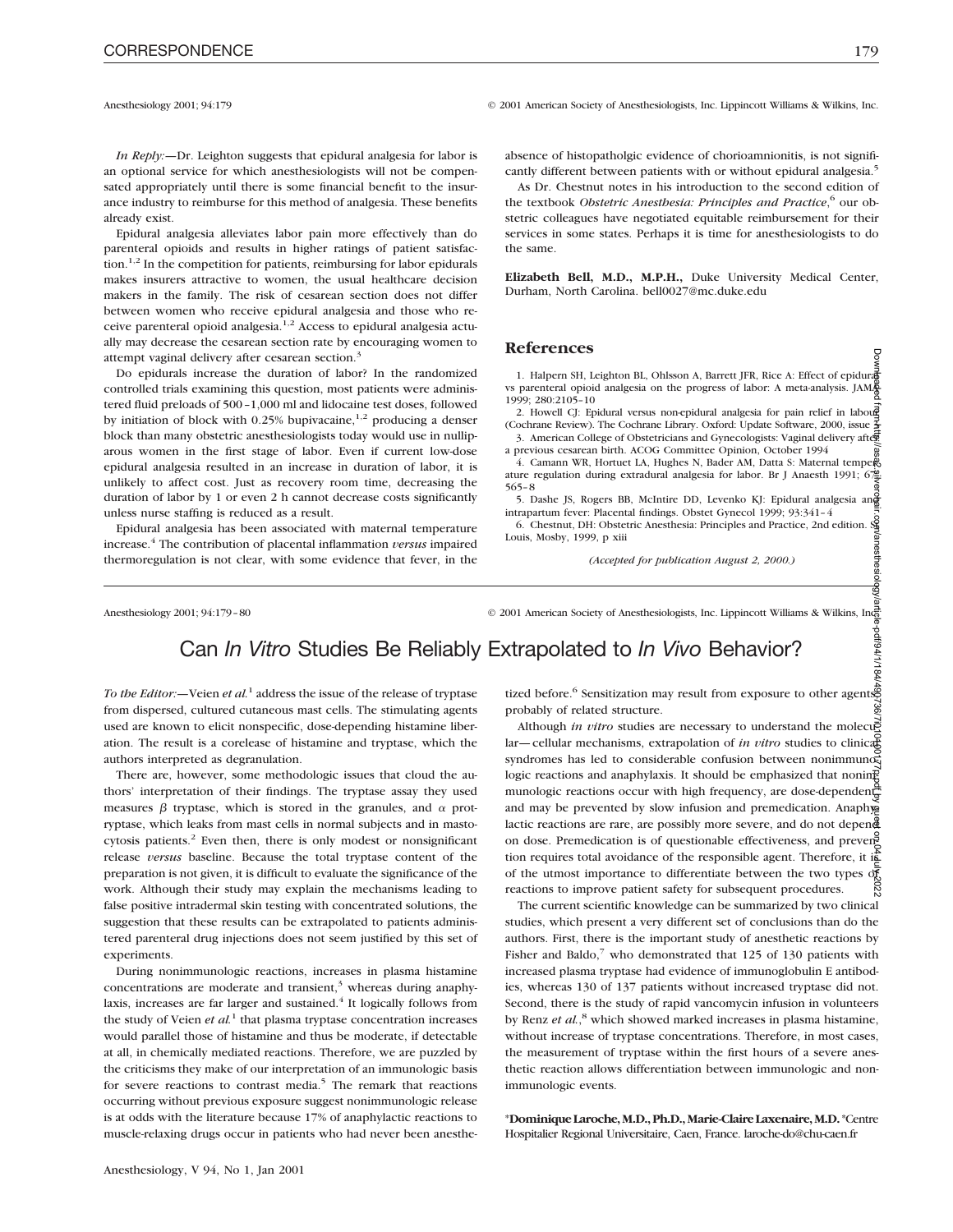*In Reply:*—Dr. Leighton suggests that epidural analgesia for labor is an optional service for which anesthesiologists will not be compensated appropriately until there is some financial benefit to the insurance industry to reimburse for this method of analgesia. These benefits already exist.

Epidural analgesia alleviates labor pain more effectively than do parenteral opioids and results in higher ratings of patient satisfaction.[1,2] In the competition for patients, reimbursing for labor epidurals makes insurers attractive to women, the usual healthcare decision makers in the family. The risk of cesarean section does not differ between women who receive epidural analgesia and those who receive parenteral opioid analgesia.[1,2] Access to epidural analgesia actually may decrease the cesarean section rate by encouraging women to attempt vaginal delivery after cesarean section.[3]

Do epidurals increase the duration of labor? In the randomized controlled trials examining this question, most patients were administered fluid preloads of 500–1,000 ml and lidocaine test doses, followed by initiation of block with 0.25% bupivacaine,[1,2] producing a denser block than many obstetric anesthesiologists today would use in nulliparous women in the first stage of labor. Even if current low-dose epidural analgesia resulted in an increase in duration of labor, it is unlikely to affect cost. Just as recovery room time, decreasing the duration of labor by 1 or even 2 h cannot decrease costs significantly unless nurse staffing is reduced as a result.

Epidural analgesia has been associated with maternal temperature increase.[4] The contribution of placental inflammation *versus* impaired thermoregulation is not clear, with some evidence that fever, in the absence of histopatholgic evidence of chorioamnionitis, is not significantly different between patients with or without epidural analgesia.[5]

As Dr. Chestnut notes in his introduction to the second edition of the textbook *Obstetric Anesthesia: Principles and Practice*,[6] our obstetric colleagues have negotiated equitable reimbursement for their services in some states. Perhaps it is time for anesthesiologists to do the same.

**Elizabeth Bell, M.D., M.P.H.,** Duke University Medical Center, Durham, North Carolina. bell0027@mc.duke.edu

## References

1. Halpern SH, Leighton BL, Ohlsson A, Barrett JFR, Rice A: Effect of epidural vs parenteral opioid analgesia on the progress of labor: A meta-analysis. JAMA 1999; 280:2105–10
2. Howell CJ: Epidural versus non-epidural analgesia for pain relief in labour (Cochrane Review). The Cochrane Library. Oxford: Update Software, 2000, issue 3
3. American College of Obstetricians and Gynecologists: Vaginal delivery after a previous cesarean birth. ACOG Committee Opinion, October 1994
4. Camann WR, Hortuet LA, Hughes N, Bader AM, Datta S: Maternal temperature regulation during extradural analgesia for labor. Br J Anaesth 1991; 67:565–8
5. Dashe JS, Rogers BB, McIntire DD, Levenko KJ: Epidural analgesia and intrapartum fever: Placental findings. Obstet Gynecol 1999; 93:341–4
6. Chestnut, DH: Obstetric Anesthesia: Principles and Practice, 2nd edition. St Louis, Mosby, 1999, p xiii

*(Accepted for publication August 2, 2000.)*

# Can *In Vitro* Studies Be Reliably Extrapolated to *In Vivo* Behavior?

*To the Editor:*—Veien *et al.*[1] address the issue of the release of tryptase from dispersed, cultured cutaneous mast cells. The stimulating agents used are known to elicit nonspecific, dose-depending histamine liberation. The result is a corelease of histamine and tryptase, which the authors interpreted as degranulation.

There are, however, some methodologic issues that cloud the authors' interpretation of their findings. The tryptase assay they used measures $\beta$ tryptase, which is stored in the granules, and $\alpha$ protryptase, which leaks from mast cells in normal subjects and in mastocytosis patients.[2] Even then, there is only modest or nonsignificant release *versus* baseline. Because the total tryptase content of the preparation is not given, it is difficult to evaluate the significance of the work. Although their study may explain the mechanisms leading to false positive intradermal skin testing with concentrated solutions, the suggestion that these results can be extrapolated to patients administered parenteral drug injections does not seem justified by this set of experiments.

During nonimmunologic reactions, increases in plasma histamine concentrations are moderate and transient,[3] whereas during anaphylaxis, increases are far larger and sustained.[4] It logically follows from the study of Veien *et al.*[1] that plasma tryptase concentration increases would parallel those of histamine and thus be moderate, if detectable at all, in chemically mediated reactions. Therefore, we are puzzled by the criticisms they make of our interpretation of an immunologic basis for severe reactions to contrast media.[5] The remark that reactions occurring without previous exposure suggest nonimmunologic release is at odds with the literature because 17% of anaphylactic reactions to muscle-relaxing drugs occur in patients who had never been anesthetized before.[6] Sensitization may result from exposure to other agents, probably of related structure.

Although *in vitro* studies are necessary to understand the molecular—cellular mechanisms, extrapolation of *in vitro* studies to clinical syndromes has led to considerable confusion between nonimmunologic reactions and anaphylaxis. It should be emphasized that nonimmunologic reactions occur with high frequency, are dose-dependent, and may be prevented by slow infusion and premedication. Anaphylactic reactions are rare, are possibly more severe, and do not depend on dose. Premedication is of questionable effectiveness, and prevention requires total avoidance of the responsible agent. Therefore, it is of the utmost importance to differentiate between the two types of reactions to improve patient safety for subsequent procedures.

The current scientific knowledge can be summarized by two clinical studies, which present a very different set of conclusions than do the authors. First, there is the important study of anesthetic reactions by Fisher and Baldo,[7] who demonstrated that 125 of 130 patients with increased plasma tryptase had evidence of immunoglobulin E antibodies, whereas 130 of 137 patients without increased tryptase did not. Second, there is the study of rapid vancomycin infusion in volunteers by Renz *et al.*,[8] which showed marked increases in plasma histamine, without increase of tryptase concentrations. Therefore, in most cases, the measurement of tryptase within the first hours of a severe anesthetic reaction allows differentiation between immunologic and nonimmunologic events.

\***Dominique Laroche, M.D., Ph.D., Marie-Claire Laxenaire, M.D.** \*Centre Hospitalier Regional Universitaire, Caen, France. laroche-do@chu-caen.fr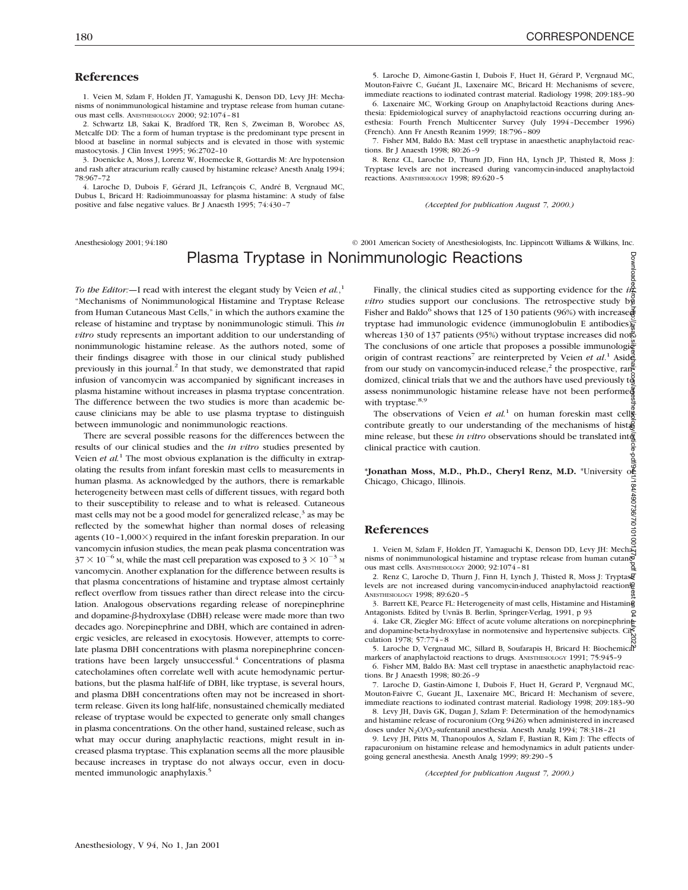## References

1. Veien M, Szlam F, Holden JT, Yamagushi K, Denson DD, Levy JH: Mechanisms of nonimmunological histamine and tryptase release from human cutaneous mast cells. ANESTHESIOLOGY 2000; 92:1074–81

2. Schwartz LB, Sakai K, Bradford TR, Ren S, Zweiman B, Worobec AS, Metcalfe DD: The a form of human tryptase is the predominant type present in blood at baseline in normal subjects and is elevated in those with systemic mastocytosis. J Clin Invest 1995; 96:2702–10

3. Doenicke A, Moss J, Lorenz W, Hoemecke R, Gottardis M: Are hypotension and rash after atracurium really caused by histamine release? Anesth Analg 1994; 78:967–72

4. Laroche D, Dubois F, Gérard JL, Lefrançois C, André B, Vergnaud MC, Dubus L, Bricard H: Radioimmunoassay for plasma histamine: A study of false positive and false negative values. Br J Anaesth 1995; 74:430–7

5. Laroche D, Aimone-Gastin I, Dubois F, Huet H, Gérard P, Vergnaud MC, Mouton-Faivre C, Guéant JL, Laxenaire MC, Bricard H: Mechanisms of severe, immediate reactions to iodinated contrast material. Radiology 1998; 209:183–90

6. Laxenaire MC, Working Group on Anaphylactoid Reactions during Anesthesia: Epidemiological survey of anaphylactoid reactions occurring during anesthesia: Fourth French Multicenter Survey (July 1994–December 1996) (French). Ann Fr Anesth Reanim 1999; 18:796–809

7. Fisher MM, Baldo BA: Mast cell tryptase in anaesthetic anaphylactoid reactions. Br J Anaesth 1998; 80:26–9

8. Renz CL, Laroche D, Thurn JD, Finn HA, Lynch JP, Thisted R, Moss J: Tryptase levels are not increased during vancomycin-induced anaphylactoid reactions. ANESTHESIOLOGY 1998; 89:620–5

*(Accepted for publication August 7, 2000.)*

Anesthesiology 2001; 94:180 © 2001 American Society of Anesthesiologists, Inc. Lippincott Williams & Wilkins, Inc.

# Plasma Tryptase in Nonimmunologic Reactions

*To the Editor:*—I read with interest the elegant study by Veien *et al.*,[1] "Mechanisms of Nonimmunological Histamine and Tryptase Release from Human Cutaneous Mast Cells," in which the authors examine the release of histamine and tryptase by nonimmunologic stimuli. This *in vitro* study represents an important addition to our understanding of nonimmunologic histamine release. As the authors noted, some of their findings disagree with those in our clinical study published previously in this journal.[2] In that study, we demonstrated that rapid infusion of vancomycin was accompanied by significant increases in plasma histamine without increases in plasma tryptase concentration. The difference between the two studies is more than academic because clinicians may be able to use plasma tryptase to distinguish between immunologic and nonimmunologic reactions.

There are several possible reasons for the differences between the results of our clinical studies and the *in vitro* studies presented by Veien *et al.*[1] The most obvious explanation is the difficulty in extrapolating the results from infant foreskin mast cells to measurements in human plasma. As acknowledged by the authors, there is remarkable heterogeneity between mast cells of different tissues, with regard both to their susceptibility to release and to what is released. Cutaneous mast cells may not be a good model for generalized release,[3] as may be reflected by the somewhat higher than normal doses of releasing agents (10–1,000×) required in the infant foreskin preparation. In our vancomycin infusion studies, the mean peak plasma concentration was $37 \times 10^{-6}$ M, while the mast cell preparation was exposed to $3 \times 10^{-3}$ M vancomycin. Another explanation for the difference between results is that plasma concentrations of histamine and tryptase almost certainly reflect overflow from tissues rather than direct release into the circulation. Analogous observations regarding release of norepinephrine and dopamine-β-hydroxylase (DBH) release were made more than two decades ago. Norepinephrine and DBH, which are contained in adrenergic vesicles, are released in exocytosis. However, attempts to correlate plasma DBH concentrations with plasma norepinephrine concentrations have been largely unsuccessful.[4] Concentrations of plasma catecholamines often correlate well with acute hemodynamic perturbations, but the plasma half-life of DBH, like tryptase, is several hours, and plasma DBH concentrations often may not be increased in short-term release. Given its long half-life, nonsustained chemically mediated release of tryptase would be expected to generate only small changes in plasma concentrations. On the other hand, sustained release, such as what may occur during anaphylactic reactions, might result in increased plasma tryptase. This explanation seems all the more plausible because increases in tryptase do not always occur, even in documented immunologic anaphylaxis.[5]

Finally, the clinical studies cited as supporting evidence for the *in vitro* studies support our conclusions. The retrospective study by Fisher and Baldo[6] shows that 125 of 130 patients (96%) with increased tryptase had immunologic evidence (immunoglobulin E antibodies), whereas 130 of 137 patients (95%) without tryptase increases did not. The conclusions of one article that proposes a possible immunologic origin of contrast reactions[7] are reinterpreted by Veien *et al.*[1] Aside from our study on vancomycin-induced release,[2] the prospective, randomized, clinical trials that we and the authors have used previously to assess nonimmunologic histamine release have not been performed with tryptase.[8,9]

The observations of Veien *et al.*[1] on human foreskin mast cells contribute greatly to our understanding of the mechanisms of histamine release, but these *in vitro* observations should be translated into clinical practice with caution.

***Jonathan Moss, M.D., Ph.D., Cheryl Renz, M.D.** *University of Chicago, Chicago, Illinois.

## References

1. Veien M, Szlam F, Holden JT, Yamaguchi K, Denson DD, Levy JH: Mechanisms of nonimmunological histamine and tryptase release from human cutaneous mast cells. ANESTHESIOLOGY 2000; 92:1074–81

2. Renz C, Laroche D, Thurn J, Finn H, Lynch J, Thisted R, Moss J: Tryptase levels are not increased during vancomycin-induced anaphylactoid reactions. ANESTHESIOLOGY 1998; 89:620–5

3. Barrett KE, Pearce FL: Heterogeneity of mast cells, Histamine and Histamine Antagonists. Edited by Uvnäs B. Berlin, Springer-Verlag, 1991, p 93

4. Lake CR, Ziegler MG: Effect of acute volume alterations on norepinephrine and dopamine-beta-hydroxylase in normotensive and hypertensive subjects. Circulation 1978; 57:774–8

5. Laroche D, Vergnaud MC, Sillard B, Soufarapis H, Bricard H: Biochemical markers of anaphylactoid reactions to drugs. ANESTHESIOLOGY 1991; 75:945–9

6. Fisher MM, Baldo BA: Mast cell tryptase in anaesthetic anaphylactoid reactions. Br J Anaesth 1998; 80:26–9

7. Laroche D, Gastin-Aimone I, Dubois F, Huet H, Gerard P, Vergnaud MC, Mouton-Faivre C, Gueant JL, Laxenaire MC, Bricard H: Mechanism of severe, immediate reactions to iodinated contrast material. Radiology 1998; 209:183–90

8. Levy JH, Davis GK, Dugan J, Szlam F: Determination of the hemodynamics and histamine release of rocuronium (Org 9426) when administered in increased doses under $N_2O/O_2$-sufentanil anesthesia. Anesth Analg 1994; 78:318–21

9. Levy JH, Pitts M, Thanopoulos A, Szlam F, Bastian R, Kim J: The effects of rapacuronium on histamine release and hemodynamics in adult patients undergoing general anesthesia. Anesth Analg 1999; 89:290–5

*(Accepted for publication August 7, 2000.)*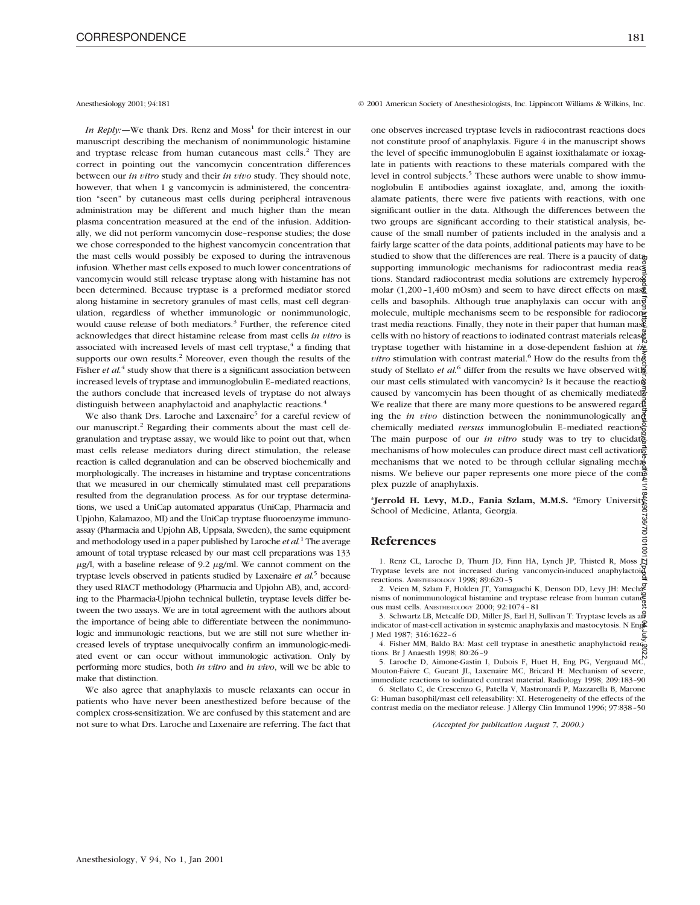Anesthesiology 2001; 94:181 © 2001 American Society of Anesthesiologists, Inc. Lippincott Williams & Wilkins, Inc.

*In Reply:*—We thank Drs. Renz and Moss[1] for their interest in our manuscript describing the mechanism of nonimmunologic histamine and tryptase release from human cutaneous mast cells.[2] They are correct in pointing out the vancomycin concentration differences between our *in vitro* study and their *in vivo* study. They should note, however, that when 1 g vancomycin is administered, the concentration "seen" by cutaneous mast cells during peripheral intravenous administration may be different and much higher than the mean plasma concentration measured at the end of the infusion. Additionally, we did not perform vancomycin dose–response studies; the dose we chose corresponded to the highest vancomycin concentration that the mast cells would possibly be exposed to during the intravenous infusion. Whether mast cells exposed to much lower concentrations of vancomycin would still release tryptase along with histamine has not been determined. Because tryptase is a preformed mediator stored along histamine in secretory granules of mast cells, mast cell degranulation, regardless of whether immunologic or nonimmunologic, would cause release of both mediators.[3] Further, the reference cited acknowledges that direct histamine release from mast cells *in vitro* is associated with increased levels of mast cell tryptase,[4] a finding that supports our own results.[2] Moreover, even though the results of the Fisher *et al.*[4] study show that there is a significant association between increased levels of tryptase and immunoglobulin E–mediated reactions, the authors conclude that increased levels of tryptase do not always distinguish between anaphylactoid and anaphylactic reactions.[4]

We also thank Drs. Laroche and Laxenaire[5] for a careful review of our manuscript.[2] Regarding their comments about the mast cell degranulation and tryptase assay, we would like to point out that, when mast cells release mediators during direct stimulation, the release reaction is called degranulation and can be observed biochemically and morphologically. The increases in histamine and tryptase concentrations that we measured in our chemically stimulated mast cell preparations resulted from the degranulation process. As for our tryptase determinations, we used a UniCap automated apparatus (UniCap, Pharmacia and Upjohn, Kalamazoo, MI) and the UniCap tryptase fluoroenzyme immunoassay (Pharmacia and Upjohn AB, Uppsala, Sweden), the same equipment and methodology used in a paper published by Laroche *et al.*[1] The average amount of total tryptase released by our mast cell preparations was 133 $\mu$g/l, with a baseline release of 9.2 $\mu$g/ml. We cannot comment on the tryptase levels observed in patients studied by Laxenaire *et al.*[5] because they used RIACT methodology (Pharmacia and Upjohn AB), and, according to the Pharmacia-Upjohn technical bulletin, tryptase levels differ between the two assays. We are in total agreement with the authors about the importance of being able to differentiate between the nonimmunologic and immunologic reactions, but we are still not sure whether increased levels of tryptase unequivocally confirm an immunologic-mediated event or can occur without immunologic activation. Only by performing more studies, both *in vitro* and *in vivo*, will we be able to make that distinction.

We also agree that anaphylaxis to muscle relaxants can occur in patients who have never been anesthetized before because of the complex cross-sensitization. We are confused by this statement and are not sure to what Drs. Laroche and Laxenaire are referring. The fact that one observes increased tryptase levels in radiocontrast reactions does not constitute proof of anaphylaxis. Figure 4 in the manuscript shows the level of specific immunoglobulin E against ioxithalamate or ioxaglate in patients with reactions to these materials compared with the level in control subjects.[5] These authors were unable to show immunoglobulin E antibodies against ioxaglate, and, among the ioxithalamate patients, there were five patients with reactions, with one significant outlier in the data. Although the differences between the two groups are significant according to their statistical analysis, because of the small number of patients included in the analysis and a fairly large scatter of the data points, additional patients may have to be studied to show that the differences are real. There is a paucity of data supporting immunologic mechanisms for radiocontrast media reactions. Standard radiocontrast media solutions are extremely hyperosmolar (1,200–1,400 mOsm) and seem to have direct effects on mast cells and basophils. Although true anaphylaxis can occur with any molecule, multiple mechanisms seem to be responsible for radiocontrast media reactions. Finally, they note in their paper that human mast cells with no history of reactions to iodinated contrast materials release tryptase together with histamine in a dose-dependent fashion at *in vitro* stimulation with contrast material.[6] How do the results from the study of Stellato *et al.*[6] differ from the results we have observed with our mast cells stimulated with vancomycin? Is it because the reactions caused by vancomycin has been thought of as chemically mediated? We realize that there are many more questions to be answered regarding the *in vivo* distinction between the nonimmunologically and chemically mediated *versus* immunoglobulin E–mediated reactions. The main purpose of our *in vitro* study was to try to elucidate mechanisms of how molecules can produce direct mast cell activation, mechanisms that we noted to be through cellular signaling mechanisms. We believe our paper represents one more piece of the complex puzzle of anaphylaxis.

\***Jerrold H. Levy, M.D., Fania Szlam, M.M.S.** \*Emory University School of Medicine, Atlanta, Georgia.

## References

1. Renz CL, Laroche D, Thurn JD, Finn HA, Lynch JP, Thisted R, Moss J: Tryptase levels are not increased during vancomycin-induced anaphylactoid reactions. ANESTHESIOLOGY 1998; 89:620–5
2. Veien M, Szlam F, Holden JT, Yamaguchi K, Denson DD, Levy JH: Mechanisms of nonimmunological histamine and tryptase release from human cutaneous mast cells. ANESTHESIOLOGY 2000; 92:1074–81
3. Schwartz LB, Metcalfe DD, Miller JS, Earl H, Sullivan T: Tryptase levels as an indicator of mast-cell activation in systemic anaphylaxis and mastocytosis. N Engl J Med 1987; 316:1622–6
4. Fisher MM, Baldo BA: Mast cell tryptase in anesthetic anaphylactoid reactions. Br J Anaesth 1998; 80:26–9
5. Laroche D, Aimone-Gastin I, Dubois F, Huet H, Eng PG, Vergnaud MC, Mouton-Faivre C, Gueant JL, Laxenaire MC, Bricard H: Mechanism of severe, immediate reactions to iodinated contrast material. Radiology 1998; 209:183–90
6. Stellato C, de Crescenzo G, Patella V, Mastronardi P, Mazzarella B, Marone G: Human basophil/mast cell releasability: XI. Heterogeneity of the effects of the contrast media on the mediator release. J Allergy Clin Immunol 1996; 97:838–50

*(Accepted for publication August 7, 2000.)*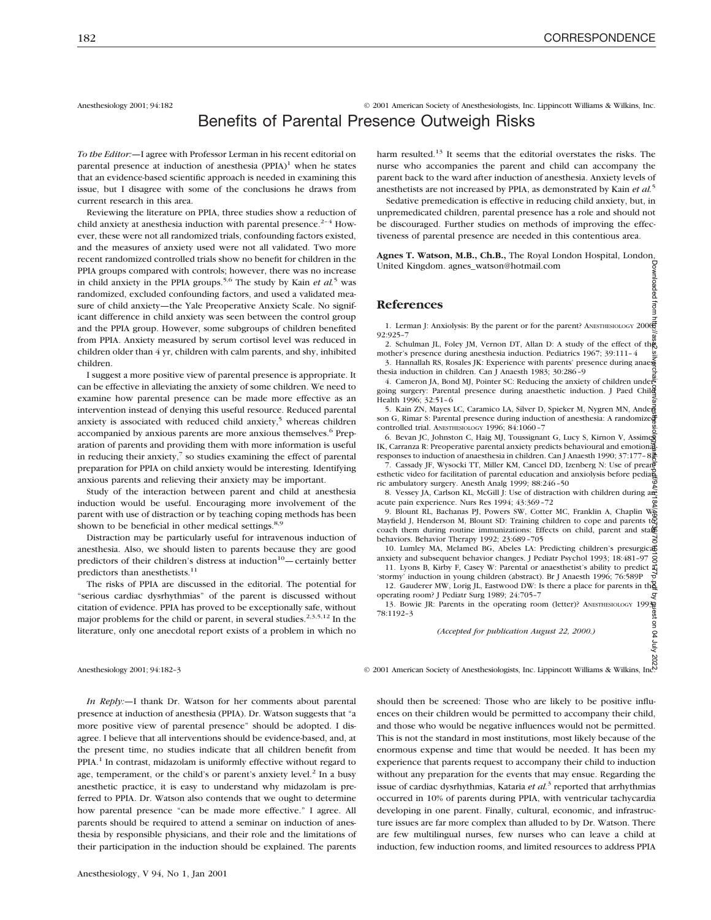# Benefits of Parental Presence Outweigh Risks

*To the Editor:*—I agree with Professor Lerman in his recent editorial on parental presence at induction of anesthesia (PPIA)[1] when he states that an evidence-based scientific approach is needed in examining this issue, but I disagree with some of the conclusions he draws from current research in this area.

Reviewing the literature on PPIA, three studies show a reduction of child anxiety at anesthesia induction with parental presence.[2–4] However, these were not all randomized trials, confounding factors existed, and the measures of anxiety used were not all validated. Two more recent randomized controlled trials show no benefit for children in the PPIA groups compared with controls; however, there was no increase in child anxiety in the PPIA groups.[5,6] The study by Kain *et al.*[5] was randomized, excluded confounding factors, and used a validated measure of child anxiety—the Yale Preoperative Anxiety Scale. No significant difference in child anxiety was seen between the control group and the PPIA group. However, some subgroups of children benefited from PPIA. Anxiety measured by serum cortisol level was reduced in children older than 4 yr, children with calm parents, and shy, inhibited children.

I suggest a more positive view of parental presence is appropriate. It can be effective in alleviating the anxiety of some children. We need to examine how parental presence can be made more effective as an intervention instead of denying this useful resource. Reduced parental anxiety is associated with reduced child anxiety,[5] whereas children accompanied by anxious parents are more anxious themselves.[6] Preparation of parents and providing them with more information is useful in reducing their anxiety,[7] so studies examining the effect of parental preparation for PPIA on child anxiety would be interesting. Identifying anxious parents and relieving their anxiety may be important.

Study of the interaction between parent and child at anesthesia induction would be useful. Encouraging more involvement of the parent with use of distraction or by teaching coping methods has been shown to be beneficial in other medical settings.[8,9]

Distraction may be particularly useful for intravenous induction of anesthesia. Also, we should listen to parents because they are good predictors of their children's distress at induction[10]—certainly better predictors than anesthetists.[11]

The risks of PPIA are discussed in the editorial. The potential for "serious cardiac dysrhythmias" of the parent is discussed without citation of evidence. PPIA has proved to be exceptionally safe, without major problems for the child or parent, in several studies.[2,3,5,12] In the literature, only one anecdotal report exists of a problem in which no harm resulted.[13] It seems that the editorial overstates the risks. The nurse who accompanies the parent and child can accompany the parent back to the ward after induction of anesthesia. Anxiety levels of anesthetists are not increased by PPIA, as demonstrated by Kain *et al.*[5]

Sedative premedication is effective in reducing child anxiety, but, in unpremedicated children, parental presence has a role and should not be discouraged. Further studies on methods of improving the effectiveness of parental presence are needed in this contentious area.

**Agnes T. Watson, M.B., Ch.B.,** The Royal London Hospital, London, United Kingdom. agnes_watson@hotmail.com

## References

1. Lerman J: Anxiolysis: By the parent or for the parent? Anesthesiology 2000; 92:925–7
2. Schulman JL, Foley JM, Vernon DT, Allan D: A study of the effect of the mother's presence during anesthesia induction. Pediatrics 1967; 39:111–4
3. Hannallah RS, Rosales JK: Experience with parents' presence during anaesthesia induction in children. Can J Anaesth 1983; 30:286–9
4. Cameron JA, Bond MJ, Pointer SC: Reducing the anxiety of children undergoing surgery: Parental presence during anaesthetic induction. J Paed Child Health 1996; 32:51–6
5. Kain ZN, Mayes LC, Caramico LA, Silver D, Spieker M, Nygren MN, Anderson G, Rimar S: Parental presence during induction of anesthesia: A randomized controlled trial. Anesthesiology 1996; 84:1060–7
6. Bevan JC, Johnston C, Haig MJ, Toussignant G, Lucy S, Kirnon V, Assimes IK, Carranza R: Preoperative parental anxiety predicts behavioural and emotional responses to induction of anaesthesia in children. Can J Anaesth 1990; 37:177–82
7. Cassady JF, Wysocki TT, Miller KM, Cancel DD, Izenberg N: Use of preanesthetic video for facilitation of parental education and anxiolysis before pediatric ambulatory surgery. Anesth Analg 1999; 88:246–50
8. Vessey JA, Carlson KL, McGill J: Use of distraction with children during an acute pain experience. Nurs Res 1994; 43:369–72
9. Blount RL, Bachanas PJ, Powers SW, Cotter MC, Franklin A, Chaplin W, Mayfield J, Henderson M, Blount SD: Training children to cope and parents to coach them during routine immunizations: Effects on child, parent and staff behaviors. Behavior Therapy 1992; 23:689–705
10. Lumley MA, Melamed BG, Abeles LA: Predicting children's presurgical anxiety and subsequent behavior changes. J Pediatr Psychol 1993; 18:481–97
11. Lyons B, Kirby F, Casey W: Parental or anaesthetist's ability to predict a 'stormy' induction in young children (abstract). Br J Anaesth 1996; 76:589P
12. Gauderer MW, Lorig JL, Eastwood DW: Is there a place for parents in the operating room? J Pediatr Surg 1989; 24:705–7
13. Bowie JR: Parents in the operating room (letter)? Anesthesiology 1993; 78:1192–3

*(Accepted for publication August 22, 2000.)*

---

*In Reply:*—I thank Dr. Watson for her comments about parental presence at induction of anesthesia (PPIA). Dr. Watson suggests that "a more positive view of parental presence" should be adopted. I disagree. I believe that all interventions should be evidence-based, and, at the present time, no studies indicate that all children benefit from PPIA.[1] In contrast, midazolam is uniformly effective without regard to age, temperament, or the child's or parent's anxiety level.[2] In a busy anesthetic practice, it is easy to understand why midazolam is preferred to PPIA. Dr. Watson also contends that we ought to determine how parental presence "can be made more effective." I agree. All parents should be required to attend a seminar on induction of anesthesia by responsible physicians, and their role and the limitations of their participation in the induction should be explained. The parents should then be screened: Those who are likely to be positive influences on their children would be permitted to accompany their child, and those who would be negative influences would not be permitted. This is not the standard in most institutions, most likely because of the enormous expense and time that would be needed. It has been my experience that parents request to accompany their child to induction without any preparation for the events that may ensue. Regarding the issue of cardiac dysrhythmias, Kataria *et al.*[3] reported that arrhythmias occurred in 10% of parents during PPIA, with ventricular tachycardia developing in one parent. Finally, cultural, economic, and infrastructure issues are far more complex than alluded to by Dr. Watson. There are few multilingual nurses, few nurses who can leave a child at induction, few induction rooms, and limited resources to address PPIA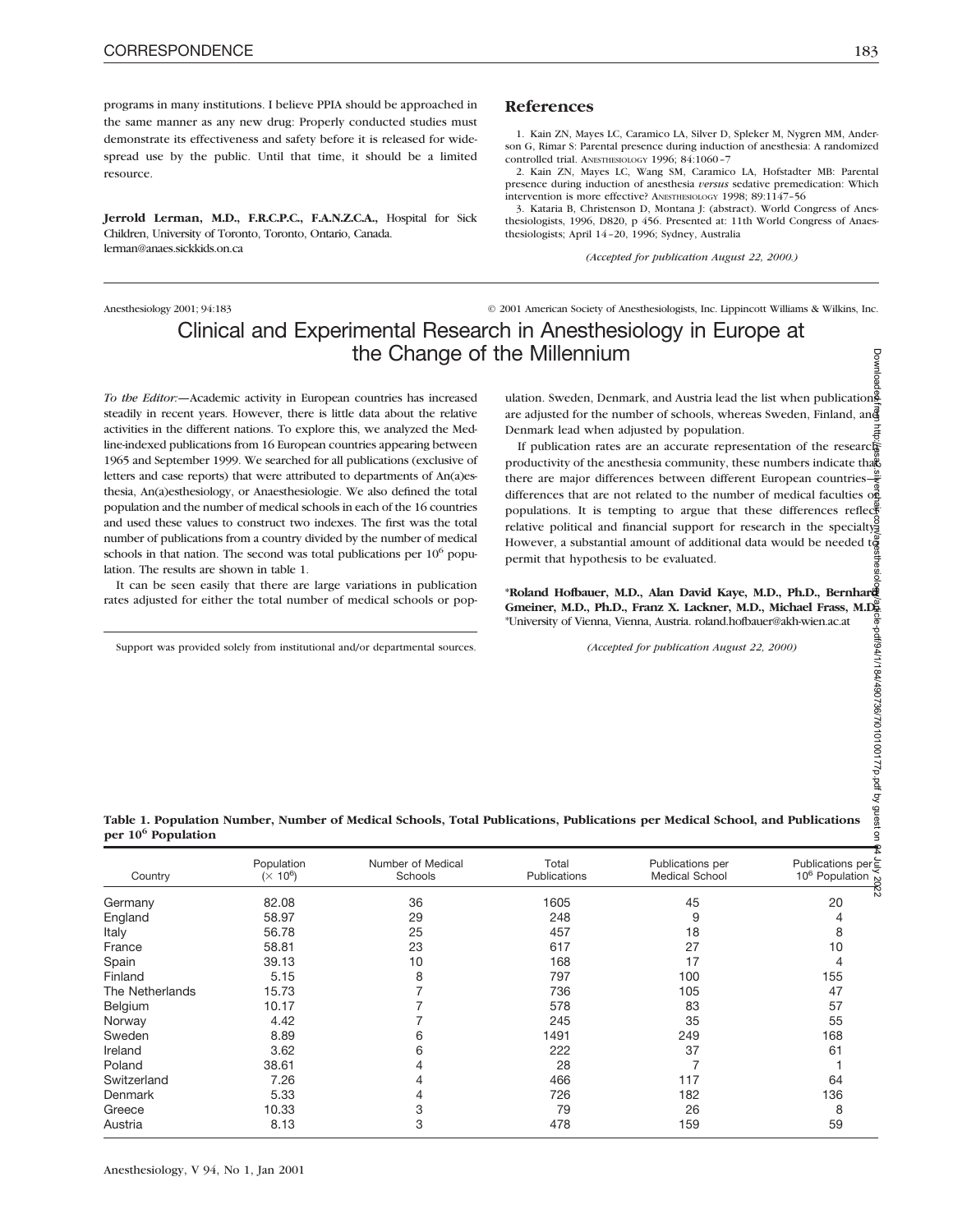programs in many institutions. I believe PPIA should be approached in the same manner as any new drug: Properly conducted studies must demonstrate its effectiveness and safety before it is released for widespread use by the public. Until that time, it should be a limited resource.

**Jerrold Lerman, M.D., F.R.C.P.C., F.A.N.Z.C.A.,** Hospital for Sick Children, University of Toronto, Toronto, Ontario, Canada. lerman@anaes.sickkids.on.ca

## References

1. Kain ZN, Mayes LC, Caramico LA, Silver D, Spieker M, Nygren MM, Anderson G, Rimar S: Parental presence during induction of anesthesia: A randomized controlled trial. Anesthesiology 1996; 84:1060–7
2. Kain ZN, Mayes LC, Wang SM, Caramico LA, Hofstadter MB: Parental presence during induction of anesthesia *versus* sedative premedication: Which intervention is more effective? Anesthesiology 1998; 89:1147–56
3. Kataria B, Christenson D, Montana J: (abstract). World Congress of Anesthesiologists, 1996, D820, p 456. Presented at: 11th World Congress of Anaesthesiologists; April 14–20, 1996; Sydney, Australia

*(Accepted for publication August 22, 2000.)*

---

# Clinical and Experimental Research in Anesthesiology in Europe at the Change of the Millennium

*To the Editor:*—Academic activity in European countries has increased steadily in recent years. However, there is little data about the relative activities in the different nations. To explore this, we analyzed the Medline-indexed publications from 16 European countries appearing between 1965 and September 1999. We searched for all publications (exclusive of letters and case reports) that were attributed to departments of An(a)esthesia, An(a)esthesiology, or Anaesthesiologie. We also defined the total population and the number of medical schools in each of the 16 countries and used these values to construct two indexes. The first was the total number of publications from a country divided by the number of medical schools in that nation. The second was total publications per $10^6$ population. The results are shown in table 1.

It can be seen easily that there are large variations in publication rates adjusted for either the total number of medical schools or population. Sweden, Denmark, and Austria lead the list when publications are adjusted for the number of schools, whereas Sweden, Finland, and Denmark lead when adjusted by population.

If publication rates are an accurate representation of the research productivity of the anesthesia community, these numbers indicate that there are major differences between different European countries—differences that are not related to the number of medical faculties or populations. It is tempting to argue that these differences reflect relative political and financial support for research in the specialty. However, a substantial amount of additional data would be needed to permit that hypothesis to be evaluated.

Support was provided solely from institutional and/or departmental sources.

**\*Roland Hofbauer, M.D., Alan David Kaye, M.D., Ph.D., Bernhard Gmeiner, M.D., Ph.D., Franz X. Lackner, M.D., Michael Frass, M.D.** \*University of Vienna, Vienna, Austria. roland.hofbauer@akh-wien.ac.at

*(Accepted for publication August 22, 2000)*

**Table 1. Population Number, Number of Medical Schools, Total Publications, Publications per Medical School, and Publications per $10^6$ Population**

| Country | Population ($\times 10^6$) | Number of Medical Schools | Total Publications | Publications per Medical School | Publications per $10^6$ Population |
|---|---|---|---|---|---|
| Germany | 82.08 | 36 | 1605 | 45 | 20 |
| England | 58.97 | 29 | 248 | 9 | 4 |
| Italy | 56.78 | 25 | 457 | 18 | 8 |
| France | 58.81 | 23 | 617 | 27 | 10 |
| Spain | 39.13 | 10 | 168 | 17 | 4 |
| Finland | 5.15 | 8 | 797 | 100 | 155 |
| The Netherlands | 15.73 | 7 | 736 | 105 | 47 |
| Belgium | 10.17 | 7 | 578 | 83 | 57 |
| Norway | 4.42 | 7 | 245 | 35 | 55 |
| Sweden | 8.89 | 6 | 1491 | 249 | 168 |
| Ireland | 3.62 | 6 | 222 | 37 | 61 |
| Poland | 38.61 | 4 | 28 | 7 | 1 |
| Switzerland | 7.26 | 4 | 466 | 117 | 64 |
| Denmark | 5.33 | 4 | 726 | 182 | 136 |
| Greece | 10.33 | 3 | 79 | 26 | 8 |
| Austria | 8.13 | 3 | 478 | 159 | 59 |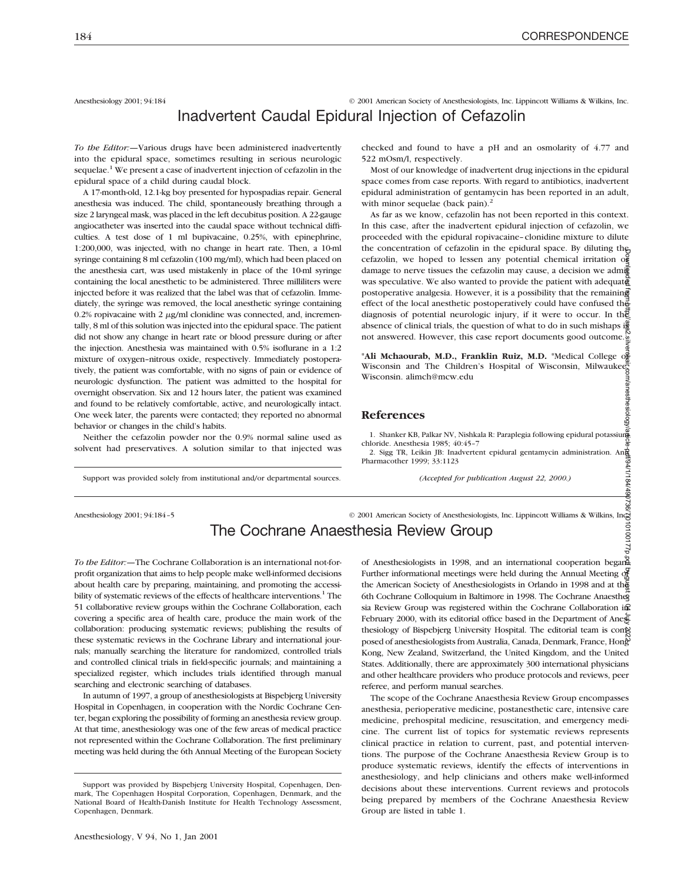Anesthesiology 2001; 94:184 © 2001 American Society of Anesthesiologists, Inc. Lippincott Williams & Wilkins, Inc.

# Inadvertent Caudal Epidural Injection of Cefazolin

*To the Editor:*—Various drugs have been administered inadvertently into the epidural space, sometimes resulting in serious neurologic sequelae.[1] We present a case of inadvertent injection of cefazolin in the epidural space of a child during caudal block.

A 17-month-old, 12.1-kg boy presented for hypospadias repair. General anesthesia was induced. The child, spontaneously breathing through a size 2 laryngeal mask, was placed in the left decubitus position. A 22-gauge angiocatheter was inserted into the caudal space without technical difficulties. A test dose of 1 ml bupivacaine, 0.25%, with epinephrine, 1:200,000, was injected, with no change in heart rate. Then, a 10-ml syringe containing 8 ml cefazolin (100 mg/ml), which had been placed on the anesthesia cart, was used mistakenly in place of the 10-ml syringe containing the local anesthetic to be administered. Three milliliters were injected before it was realized that the label was that of cefazolin. Immediately, the syringe was removed, the local anesthetic syringe containing 0.2% ropivacaine with 2 μg/ml clonidine was connected, and, incrementally, 8 ml of this solution was injected into the epidural space. The patient did not show any change in heart rate or blood pressure during or after the injection. Anesthesia was maintained with 0.5% isoflurane in a 1:2 mixture of oxygen–nitrous oxide, respectively. Immediately postoperatively, the patient was comfortable, with no signs of pain or evidence of neurologic dysfunction. The patient was admitted to the hospital for overnight observation. Six and 12 hours later, the patient was examined and found to be relatively comfortable, active, and neurologically intact. One week later, the parents were contacted; they reported no abnormal behavior or changes in the child's habits.

Neither the cefazolin powder nor the 0.9% normal saline used as solvent had preservatives. A solution similar to that injected was checked and found to have a pH and an osmolarity of 4.77 and 522 mOsm/l, respectively.

Most of our knowledge of inadvertent drug injections in the epidural space comes from case reports. With regard to antibiotics, inadvertent epidural administration of gentamycin has been reported in an adult, with minor sequelae (back pain).[2]

As far as we know, cefazolin has not been reported in this context. In this case, after the inadvertent epidural injection of cefazolin, we proceeded with the epidural ropivacaine–clonidine mixture to dilute the concentration of cefazolin in the epidural space. By diluting the cefazolin, we hoped to lessen any potential chemical irritation or damage to nerve tissues the cefazolin may cause, a decision we admit was speculative. We also wanted to provide the patient with adequate postoperative analgesia. However, it is a possibility that the remaining effect of the local anesthetic postoperatively could have confused the diagnosis of potential neurologic injury, if it were to occur. In the absence of clinical trials, the question of what to do in such mishaps is not answered. However, this case report documents good outcome.

**\*Ali Mchaourab, M.D., Franklin Ruiz, M.D.** \*Medical College of Wisconsin and The Children's Hospital of Wisconsin, Milwaukee, Wisconsin. alimch@mcw.edu

## References

1. Shanker KB, Palkar NV, Nishkala R: Paraplegia following epidural potassium chloride. Anesthesia 1985; 40:45–7
2. Sigg TR, Leikin JB: Inadvertent epidural gentamycin administration. Ann Pharmacother 1999; 33:1123

Support was provided solely from institutional and/or departmental sources.

*(Accepted for publication August 22, 2000.)*

Anesthesiology 2001; 94:184–5 © 2001 American Society of Anesthesiologists, Inc. Lippincott Williams & Wilkins, Inc.

# The Cochrane Anaesthesia Review Group

*To the Editor:*—The Cochrane Collaboration is an international not-for-profit organization that aims to help people make well-informed decisions about health care by preparing, maintaining, and promoting the accessibility of systematic reviews of the effects of healthcare interventions.[1] The 51 collaborative review groups within the Cochrane Collaboration, each covering a specific area of health care, produce the main work of the collaboration: producing systematic reviews; publishing the results of these systematic reviews in the Cochrane Library and international journals; manually searching the literature for randomized, controlled trials and controlled clinical trials in field-specific journals; and maintaining a specialized register, which includes trials identified through manual searching and electronic searching of databases.

In autumn of 1997, a group of anesthesiologists at Bispebjerg University Hospital in Copenhagen, in cooperation with the Nordic Cochrane Center, began exploring the possibility of forming an anesthesia review group. At that time, anesthesiology was one of the few areas of medical practice not represented within the Cochrane Collaboration. The first preliminary meeting was held during the 6th Annual Meeting of the European Society of Anesthesiologists in 1998, and an international cooperation began. Further informational meetings were held during the Annual Meeting of the American Society of Anesthesiologists in Orlando in 1998 and at the 6th Cochrane Colloquium in Baltimore in 1998. The Cochrane Anaesthesia Review Group was registered within the Cochrane Collaboration in February 2000, with its editorial office based in the Department of Anesthesiology of Bispebjerg University Hospital. The editorial team is composed of anesthesiologists from Australia, Canada, Denmark, France, Hong Kong, New Zealand, Switzerland, the United Kingdom, and the United States. Additionally, there are approximately 300 international physicians and other healthcare providers who produce protocols and reviews, peer referee, and perform manual searches.

The scope of the Cochrane Anaesthesia Review Group encompasses anesthesia, perioperative medicine, postanesthetic care, intensive care medicine, prehospital medicine, resuscitation, and emergency medicine. The current list of topics for systematic reviews represents clinical practice in relation to current, past, and potential interventions. The purpose of the Cochrane Anaesthesia Review Group is to produce systematic reviews, identify the effects of interventions in anesthesiology, and help clinicians and others make well-informed decisions about these interventions. Current reviews and protocols being prepared by members of the Cochrane Anaesthesia Review Group are listed in table 1.

Support was provided by Bispebjerg University Hospital, Copenhagen, Denmark, The Copenhagen Hospital Corporation, Copenhagen, Denmark, and the National Board of Health-Danish Institute for Health Technology Assessment, Copenhagen, Denmark.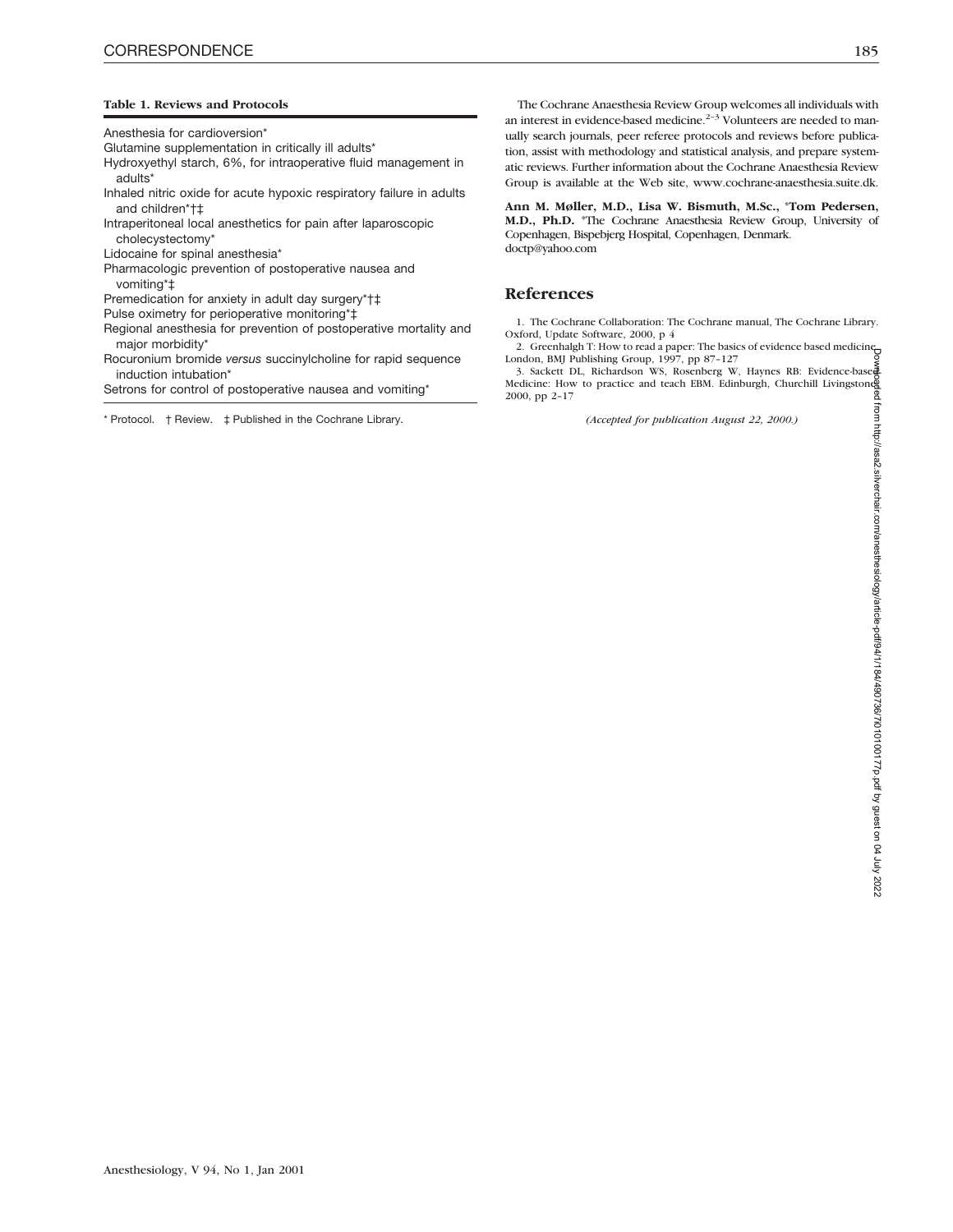**Table 1. Reviews and Protocols**

| |
|---|
| Anesthesia for cardioversion* |
| Glutamine supplementation in critically ill adults* |
| Hydroxyethyl starch, 6%, for intraoperative fluid management in adults* |
| Inhaled nitric oxide for acute hypoxic respiratory failure in adults and children*†‡ |
| Intraperitoneal local anesthetics for pain after laparoscopic cholecystectomy* |
| Lidocaine for spinal anesthesia* |
| Pharmacologic prevention of postoperative nausea and vomiting*‡ |
| Premedication for anxiety in adult day surgery*†‡ |
| Pulse oximetry for perioperative monitoring*‡ |
| Regional anesthesia for prevention of postoperative mortality and major morbidity* |
| Rocuronium bromide *versus* succinylcholine for rapid sequence induction intubation* |
| Setrons for control of postoperative nausea and vomiting* |

* Protocol. † Review. ‡ Published in the Cochrane Library.

The Cochrane Anaesthesia Review Group welcomes all individuals with an interest in evidence-based medicine.[2–3] Volunteers are needed to manually search journals, peer referee protocols and reviews before publication, assist with methodology and statistical analysis, and prepare systematic reviews. Further information about the Cochrane Anaesthesia Review Group is available at the Web site, www.cochrane-anaesthesia.suite.dk.

**Ann M. Møller, M.D., Lisa W. Bismuth, M.Sc., *Tom Pedersen, M.D., Ph.D.** *The Cochrane Anaesthesia Review Group, University of Copenhagen, Bispebjerg Hospital, Copenhagen, Denmark. doctp@yahoo.com

## References

1. The Cochrane Collaboration: The Cochrane manual, The Cochrane Library. Oxford, Update Software, 2000, p 4
2. Greenhalgh T: How to read a paper: The basics of evidence based medicine. London, BMJ Publishing Group, 1997, pp 87–127
3. Sackett DL, Richardson WS, Rosenberg W, Haynes RB: Evidence-based Medicine: How to practice and teach EBM. Edinburgh, Churchill Livingstone, 2000, pp 2–17

*(Accepted for publication August 22, 2000.)*